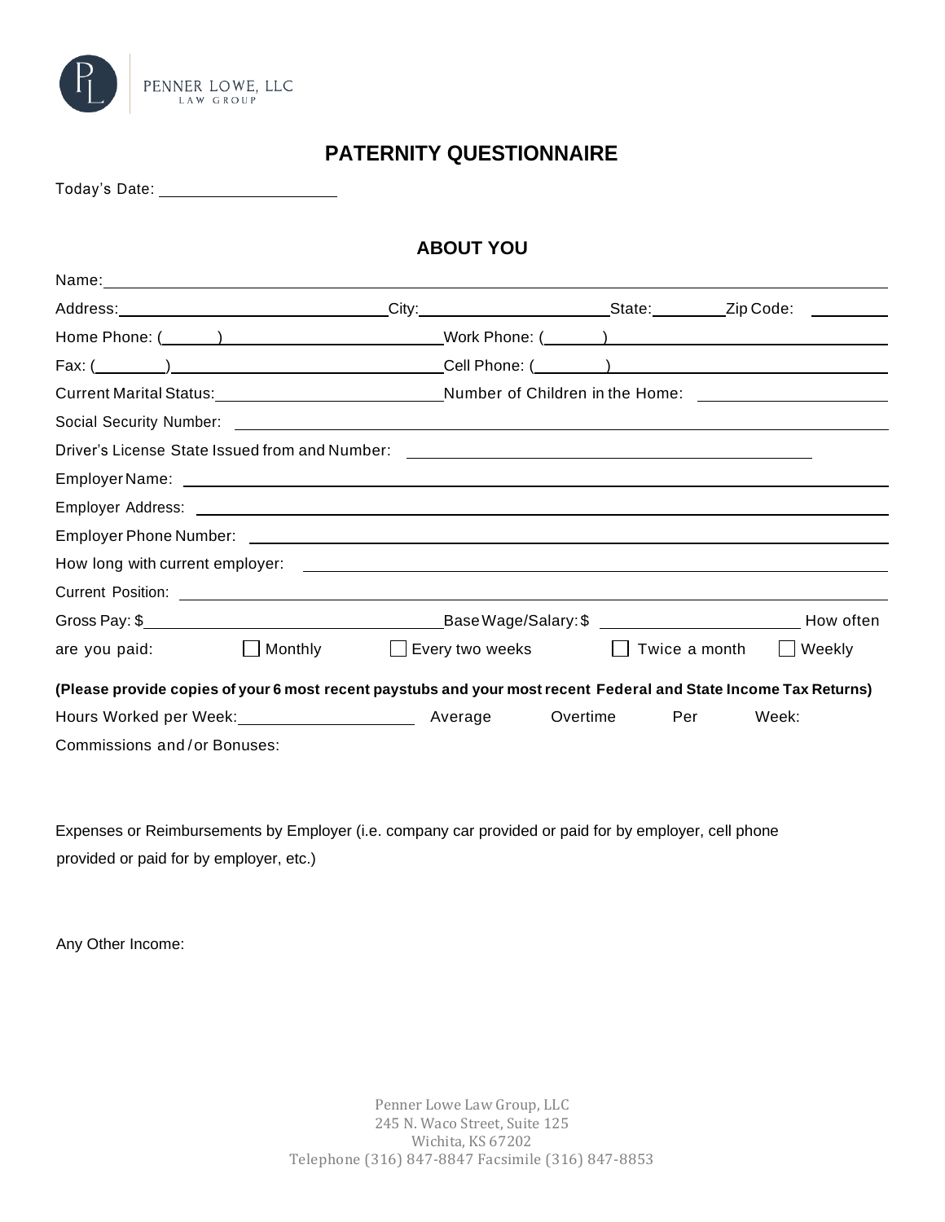PENNER LOWE, LLC
LAW GROUP

# PATERNITY QUESTIONNAIRE

Today's Date: ____________________

## ABOUT YOU

Name: ____________________

Address: ____________________ City: ____________________ State: ________ Zip Code: ________

Home Phone: (______) ____________________ Work Phone: (______) ____________________

Fax: (________) ____________________ Cell Phone: (________) ____________________

Current Marital Status: ____________________ Number of Children in the Home: ____________________

Social Security Number: ____________________

Driver's License State Issued from and Number: ____________________

Employer Name: ____________________

Employer Address: ____________________

Employer Phone Number: ____________________

How long with current employer: ____________________

Current Position: ____________________

Gross Pay: $ ____________________ Base Wage/Salary: $ ____________________ How often are you paid: ☐ Monthly ☐ Every two weeks ☐ Twice a month ☐ Weekly

**(Please provide copies of your 6 most recent paystubs and your most recent Federal and State Income Tax Returns)**

Hours Worked per Week: ____________________ Average Overtime Per Week:

Commissions and / or Bonuses:

Expenses or Reimbursements by Employer (i.e. company car provided or paid for by employer, cell phone provided or paid for by employer, etc.)

Any Other Income:

Penner Lowe Law Group, LLC
245 N. Waco Street, Suite 125
Wichita, KS 67202
Telephone (316) 847-8847 Facsimile (316) 847-8853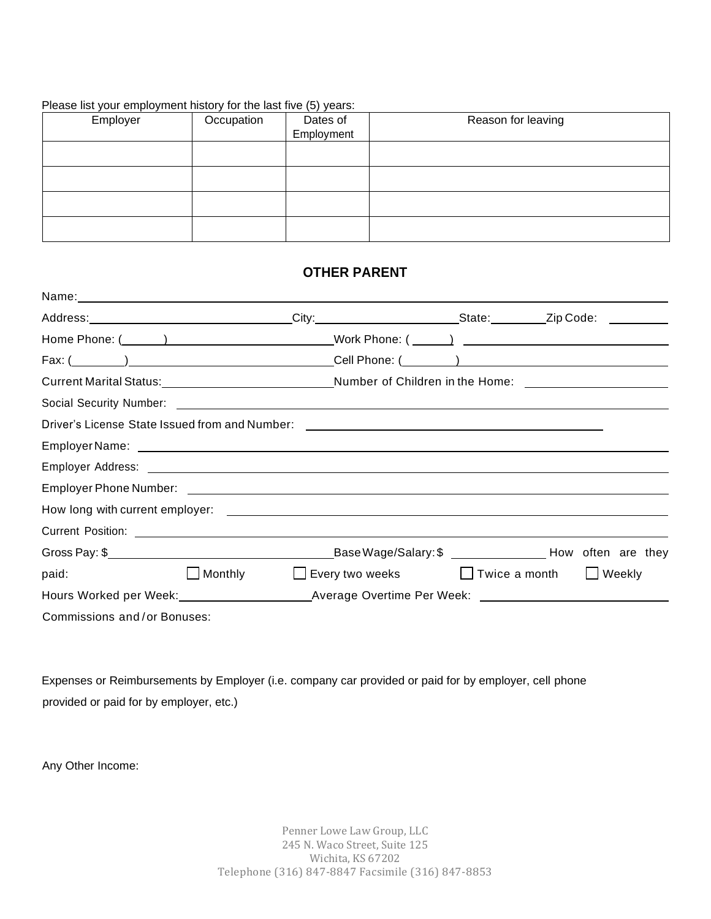Please list your employment history for the last five (5) years:

| Employer | Occupation | Dates of Employment | Reason for leaving |
| --- | --- | --- | --- |
| | | | |
| | | | |
| | | | |
| | | | |

## OTHER PARENT

Name: ____________________________________________

Address: ____________________ City: ____________________ State: ________ Zip Code: ________

Home Phone: (______) ____________________ Work Phone: (______) ____________________

Fax: (________) ____________________ Cell Phone: (________) ____________________

Current Marital Status: ____________________ Number of Children in the Home: ____________________

Social Security Number: ____________________

Driver's License State Issued from and Number: ____________________

Employer Name: ____________________

Employer Address: ____________________

Employer Phone Number: ____________________

How long with current employer: ____________________

Current Position: ____________________

Gross Pay: $____________________ Base Wage/Salary: $ ______________ How often are they paid: ☐ Monthly ☐ Every two weeks ☐ Twice a month ☐ Weekly

Hours Worked per Week: ____________________ Average Overtime Per Week: ____________________

Commissions and / or Bonuses:

Expenses or Reimbursements by Employer (i.e. company car provided or paid for by employer, cell phone provided or paid for by employer, etc.)

Any Other Income:

Penner Lowe Law Group, LLC
245 N. Waco Street, Suite 125
Wichita, KS 67202
Telephone (316) 847-8847 Facsimile (316) 847-8853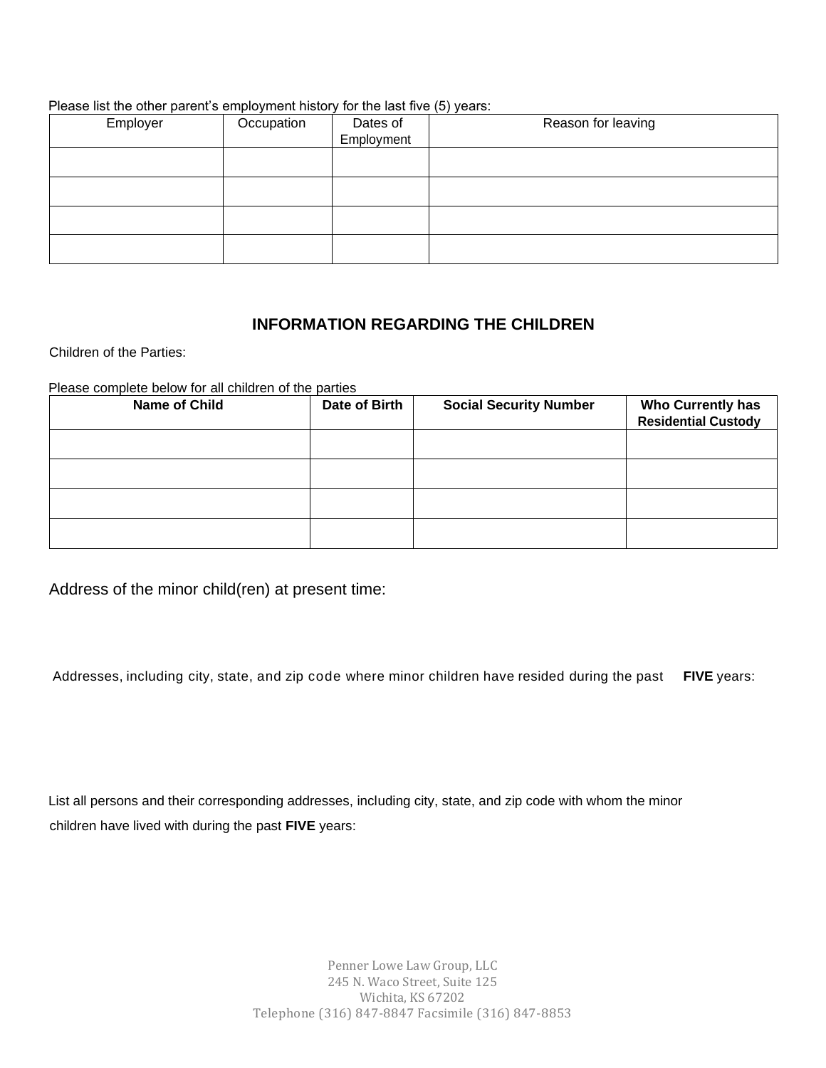Please list the other parent's employment history for the last five (5) years:

| Employer | Occupation | Dates of Employment | Reason for leaving |
|---|---|---|---|
| | | | |
| | | | |
| | | | |
| | | | |

## INFORMATION REGARDING THE CHILDREN

Children of the Parties:

Please complete below for all children of the parties

| **Name of Child** | **Date of Birth** | **Social Security Number** | **Who Currently has Residential Custody** |
|---|---|---|---|
| | | | |
| | | | |
| | | | |
| | | | |

Address of the minor child(ren) at present time:

Addresses, including city, state, and zip code where minor children have resided during the past **FIVE** years:

List all persons and their corresponding addresses, including city, state, and zip code with whom the minor children have lived with during the past **FIVE** years:

Penner Lowe Law Group, LLC
245 N. Waco Street, Suite 125
Wichita, KS 67202
Telephone (316) 847-8847 Facsimile (316) 847-8853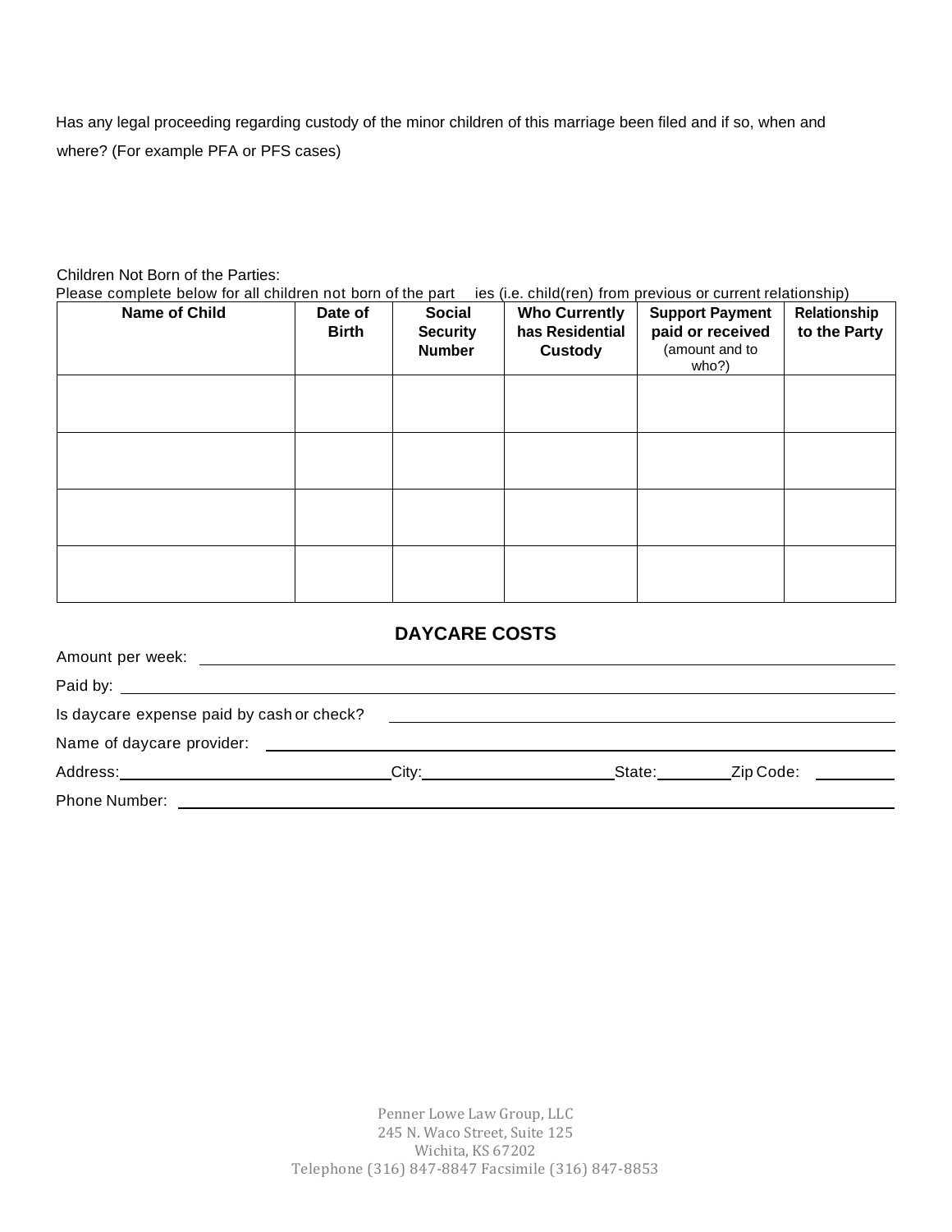Has any legal proceeding regarding custody of the minor children of this marriage been filed and if so, when and where? (For example PFA or PFS cases)

Children Not Born of the Parties:
Please complete below for all children not born of the part ies (i.e. child(ren) from previous or current relationship)

| Name of Child | Date of Birth | Social Security Number | Who Currently has Residential Custody | Support Payment paid or received (amount and to who?) | Relationship to the Party |
|---|---|---|---|---|---|
| | | | | | |
| | | | | | |
| | | | | | |
| | | | | | |

## DAYCARE COSTS

Amount per week: \_\_\_\_\_\_\_\_\_\_\_\_\_\_\_\_\_\_\_\_\_\_\_\_\_\_\_\_\_\_

Paid by: \_\_\_\_\_\_\_\_\_\_\_\_\_\_\_\_\_\_\_\_\_\_\_\_\_\_\_\_\_\_

Is daycare expense paid by cash or check? \_\_\_\_\_\_\_\_\_\_\_\_\_\_\_\_\_\_\_\_\_\_\_\_\_\_\_\_\_\_

Name of daycare provider: \_\_\_\_\_\_\_\_\_\_\_\_\_\_\_\_\_\_\_\_\_\_\_\_\_\_\_\_\_\_

Address: \_\_\_\_\_\_\_\_\_\_\_\_\_\_\_\_ City: \_\_\_\_\_\_\_\_\_\_\_\_\_\_\_\_ State: \_\_\_\_\_\_\_\_ Zip Code: \_\_\_\_\_\_\_\_

Phone Number: \_\_\_\_\_\_\_\_\_\_\_\_\_\_\_\_\_\_\_\_\_\_\_\_\_\_\_\_\_\_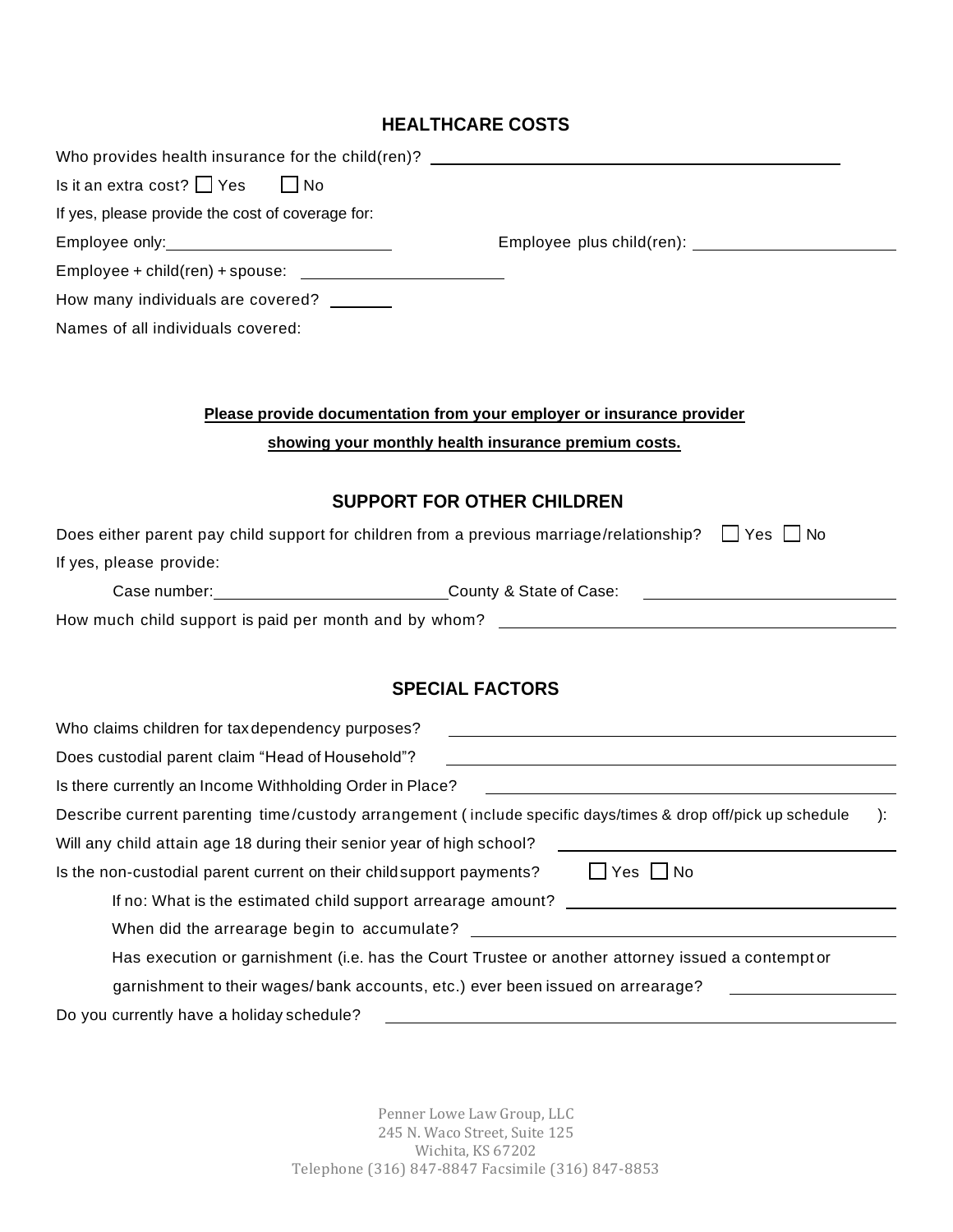## HEALTHCARE COSTS

Who provides health insurance for the child(ren)? ______________________________

Is it an extra cost? ☐ Yes ☐ No

If yes, please provide the cost of coverage for:

Employee only: ____________________ Employee plus child(ren): ____________________

Employee + child(ren) + spouse: ____________________

How many individuals are covered? ______

Names of all individuals covered:

**Please provide documentation from your employer or insurance provider showing your monthly health insurance premium costs.**

## SUPPORT FOR OTHER CHILDREN

Does either parent pay child support for children from a previous marriage/relationship? ☐ Yes ☐ No

If yes, please provide:

Case number: ____________________ County & State of Case: ____________________

How much child support is paid per month and by whom? ______________________________

## SPECIAL FACTORS

Who claims children for tax dependency purposes? ______________________________

Does custodial parent claim "Head of Household"? ______________________________

Is there currently an Income Withholding Order in Place? ______________________________

Describe current parenting time/custody arrangement (include specific days/times & drop off/pick up schedule ):

Will any child attain age 18 during their senior year of high school? ______________________________

Is the non-custodial parent current on their child support payments? ☐ Yes ☐ No

If no: What is the estimated child support arrearage amount? ______________________________

When did the arrearage begin to accumulate? ______________________________

Has execution or garnishment (i.e. has the Court Trustee or another attorney issued a contempt or garnishment to their wages/ bank accounts, etc.) ever been issued on arrearage? ____________

Do you currently have a holiday schedule? ______________________________

Penner Lowe Law Group, LLC
245 N. Waco Street, Suite 125
Wichita, KS 67202
Telephone (316) 847-8847 Facsimile (316) 847-8853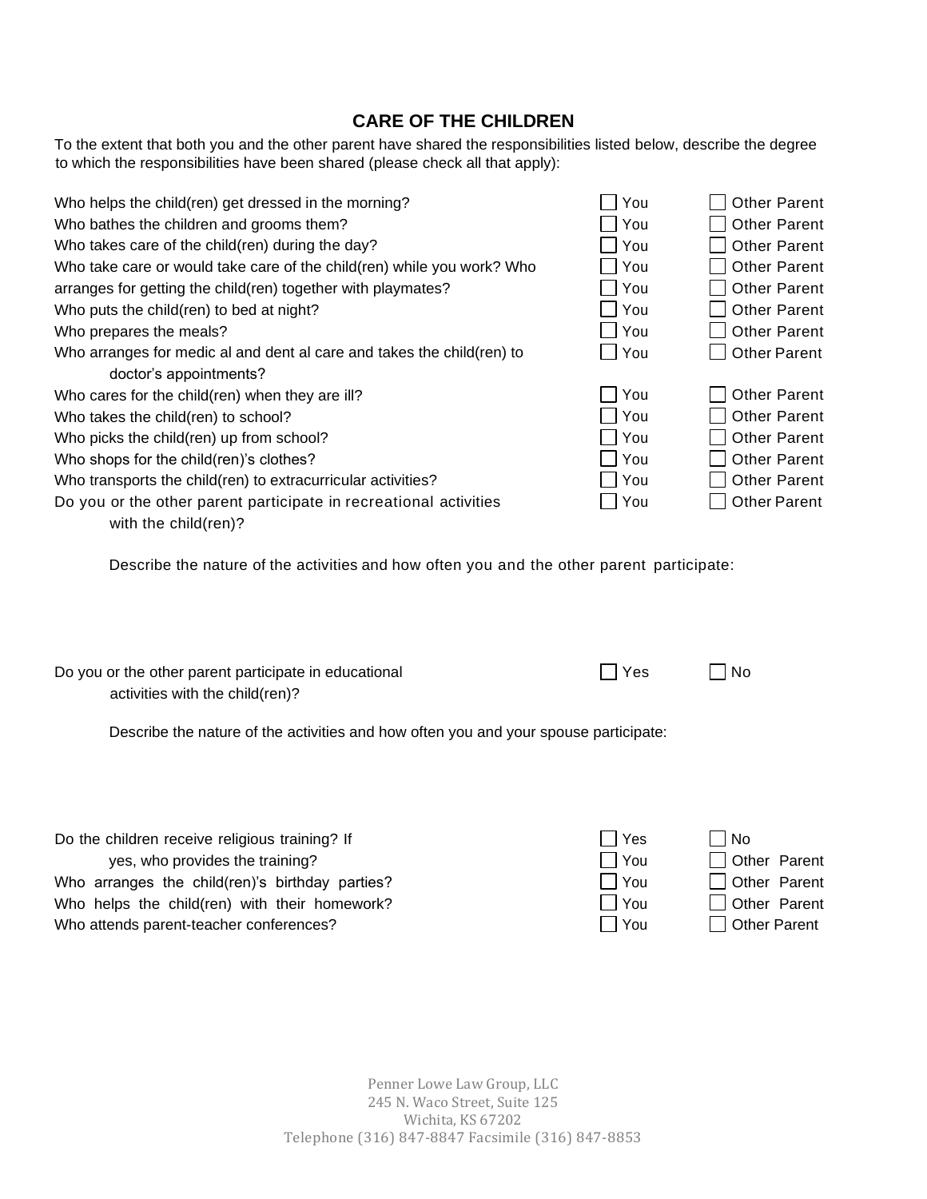## CARE OF THE CHILDREN

To the extent that both you and the other parent have shared the responsibilities listed below, describe the degree to which the responsibilities have been shared (please check all that apply):

| Question | | |
|---|---|---|
| Who helps the child(ren) get dressed in the morning? | ☐ You | ☐ Other Parent |
| Who bathes the children and grooms them? | ☐ You | ☐ Other Parent |
| Who takes care of the child(ren) during the day? | ☐ You | ☐ Other Parent |
| Who take care or would take care of the child(ren) while you work? | ☐ You | ☐ Other Parent |
| Who arranges for getting the child(ren) together with playmates? | ☐ You | ☐ Other Parent |
| Who puts the child(ren) to bed at night? | ☐ You | ☐ Other Parent |
| Who prepares the meals? | ☐ You | ☐ Other Parent |
| Who arranges for medic al and dent al care and takes the child(ren) to doctor's appointments? | ☐ You | ☐ Other Parent |
| Who cares for the child(ren) when they are ill? | ☐ You | ☐ Other Parent |
| Who takes the child(ren) to school? | ☐ You | ☐ Other Parent |
| Who picks the child(ren) up from school? | ☐ You | ☐ Other Parent |
| Who shops for the child(ren)'s clothes? | ☐ You | ☐ Other Parent |
| Who transports the child(ren) to extracurricular activities? | ☐ You | ☐ Other Parent |
| Do you or the other parent participate in recreational activities with the child(ren)? | ☐ You | ☐ Other Parent |

Describe the nature of the activities and how often you and the other parent participate:

| Question | | |
|---|---|---|
| Do you or the other parent participate in educational activities with the child(ren)? | ☐ Yes | ☐ No |

Describe the nature of the activities and how often you and your spouse participate:

| Question | | |
|---|---|---|
| Do the children receive religious training? | ☐ Yes | ☐ No |
| If yes, who provides the training? | ☐ You | ☐ Other Parent |
| Who arranges the child(ren)'s birthday parties? | ☐ You | ☐ Other Parent |
| Who helps the child(ren) with their homework? | ☐ You | ☐ Other Parent |
| Who attends parent-teacher conferences? | ☐ You | ☐ Other Parent |

Penner Lowe Law Group, LLC
245 N. Waco Street, Suite 125
Wichita, KS 67202
Telephone (316) 847-8847 Facsimile (316) 847-8853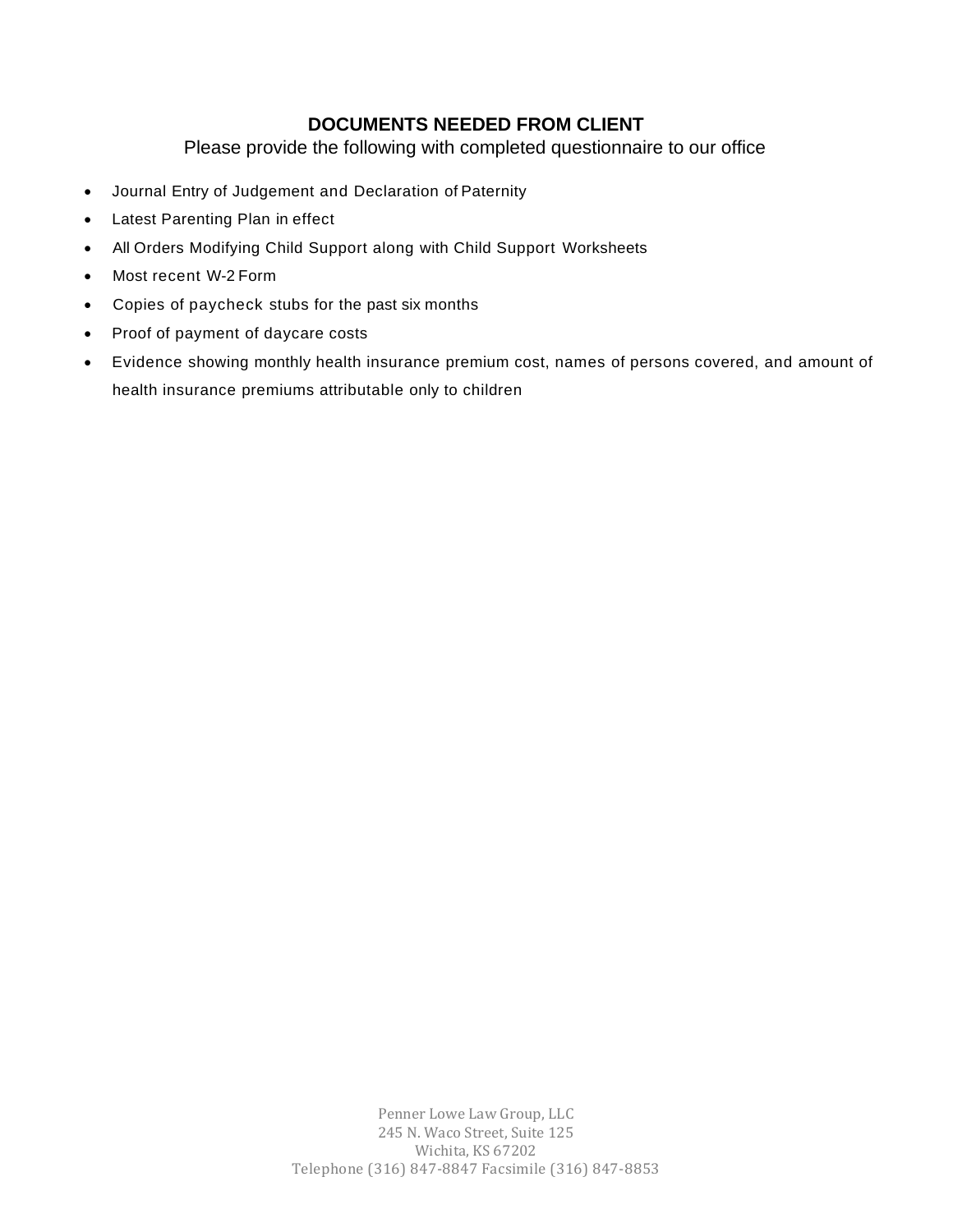**DOCUMENTS NEEDED FROM CLIENT**

Please provide the following with completed questionnaire to our office

- Journal Entry of Judgement and Declaration of Paternity
- Latest Parenting Plan in effect
- All Orders Modifying Child Support along with Child Support Worksheets
- Most recent W-2 Form
- Copies of paycheck stubs for the past six months
- Proof of payment of daycare costs
- Evidence showing monthly health insurance premium cost, names of persons covered, and amount of health insurance premiums attributable only to children

Penner Lowe Law Group, LLC
245 N. Waco Street, Suite 125
Wichita, KS 67202
Telephone (316) 847-8847 Facsimile (316) 847-8853